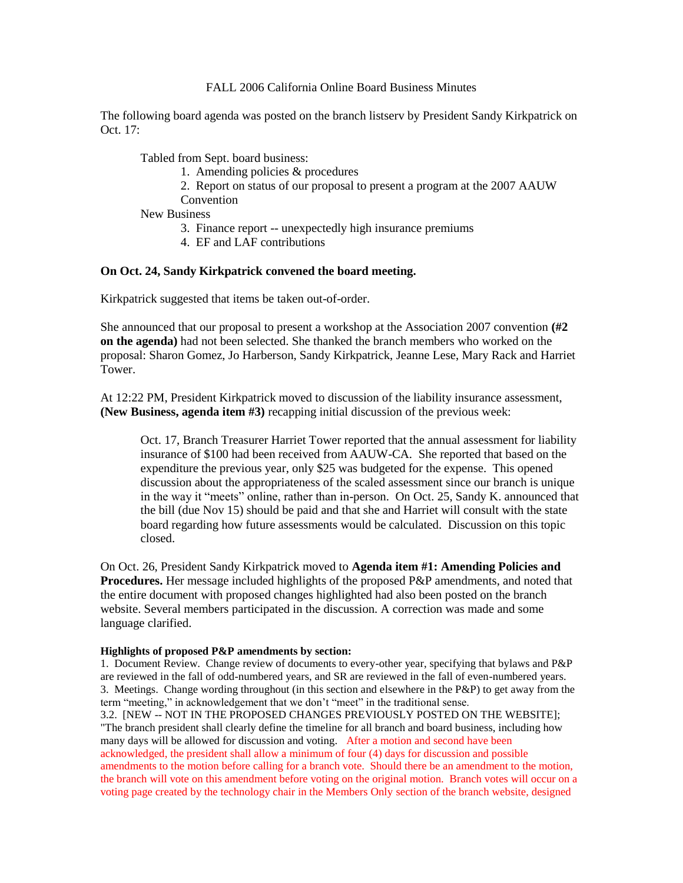FALL 2006 California Online Board Business Minutes

The following board agenda was posted on the branch listserv by President Sandy Kirkpatrick on Oct. 17:

Tabled from Sept. board business:

1. Amending policies & procedures
2. Report on status of our proposal to present a program at the 2007 AAUW Convention

New Business

3. Finance report -- unexpectedly high insurance premiums
4. EF and LAF contributions

**On Oct. 24, Sandy Kirkpatrick convened the board meeting.**

Kirkpatrick suggested that items be taken out-of-order.

She announced that our proposal to present a workshop at the Association 2007 convention **(#2 on the agenda)** had not been selected. She thanked the branch members who worked on the proposal: Sharon Gomez, Jo Harberson, Sandy Kirkpatrick, Jeanne Lese, Mary Rack and Harriet Tower.

At 12:22 PM, President Kirkpatrick moved to discussion of the liability insurance assessment, **(New Business, agenda item #3)** recapping initial discussion of the previous week:

> Oct. 17, Branch Treasurer Harriet Tower reported that the annual assessment for liability insurance of $100 had been received from AAUW-CA. She reported that based on the expenditure the previous year, only $25 was budgeted for the expense. This opened discussion about the appropriateness of the scaled assessment since our branch is unique in the way it "meets" online, rather than in-person. On Oct. 25, Sandy K. announced that the bill (due Nov 15) should be paid and that she and Harriet will consult with the state board regarding how future assessments would be calculated. Discussion on this topic closed.

On Oct. 26, President Sandy Kirkpatrick moved to **Agenda item #1: Amending Policies and Procedures.** Her message included highlights of the proposed P&P amendments, and noted that the entire document with proposed changes highlighted had also been posted on the branch website. Several members participated in the discussion. A correction was made and some language clarified.

**Highlights of proposed P&P amendments by section:**

1. Document Review. Change review of documents to every-other year, specifying that bylaws and P&P are reviewed in the fall of odd-numbered years, and SR are reviewed in the fall of even-numbered years.

3. Meetings. Change wording throughout (in this section and elsewhere in the P&P) to get away from the term "meeting," in acknowledgement that we don't "meet" in the traditional sense.

3.2. [NEW -- NOT IN THE PROPOSED CHANGES PREVIOUSLY POSTED ON THE WEBSITE]; "The branch president shall clearly define the timeline for all branch and board business, including how many days will be allowed for discussion and voting. After a motion and second have been acknowledged, the president shall allow a minimum of four (4) days for discussion and possible amendments to the motion before calling for a branch vote. Should there be an amendment to the motion, the branch will vote on this amendment before voting on the original motion. Branch votes will occur on a voting page created by the technology chair in the Members Only section of the branch website, designed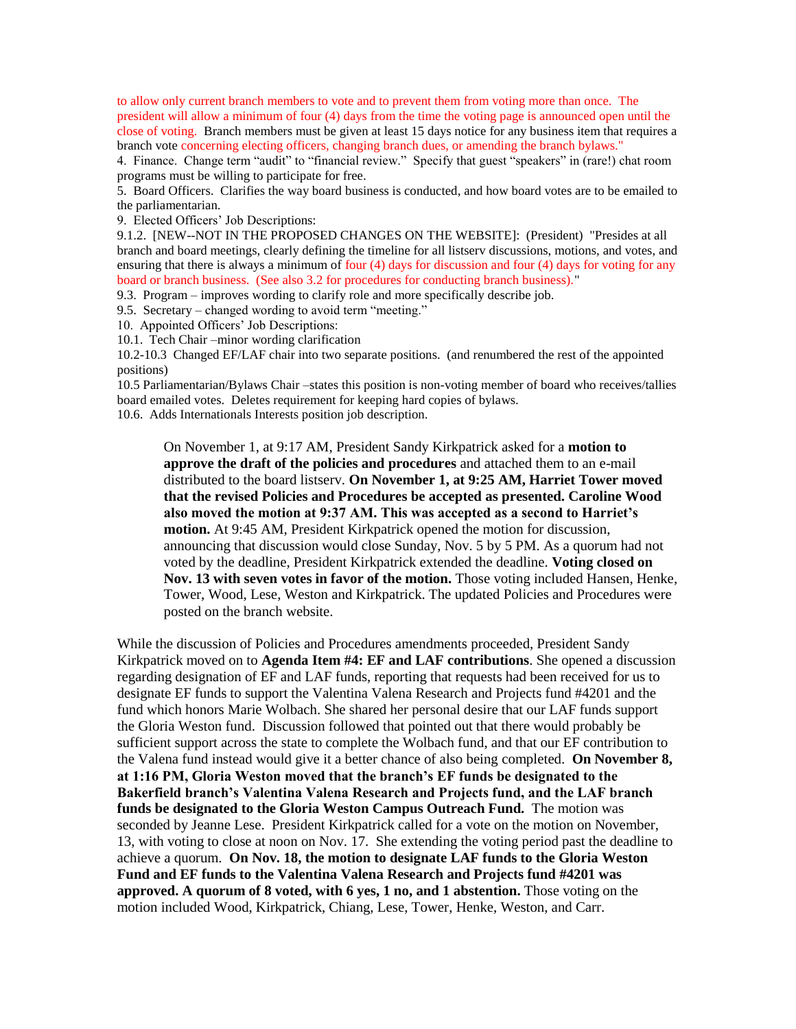to allow only current branch members to vote and to prevent them from voting more than once. The president will allow a minimum of four (4) days from the time the voting page is announced open until the close of voting. Branch members must be given at least 15 days notice for any business item that requires a branch vote concerning electing officers, changing branch dues, or amending the branch bylaws."

4. Finance. Change term "audit" to "financial review." Specify that guest "speakers" in (rare!) chat room programs must be willing to participate for free.

5. Board Officers. Clarifies the way board business is conducted, and how board votes are to be emailed to the parliamentarian.

9. Elected Officers' Job Descriptions:

9.1.2. [NEW--NOT IN THE PROPOSED CHANGES ON THE WEBSITE]: (President) "Presides at all branch and board meetings, clearly defining the timeline for all listserv discussions, motions, and votes, and ensuring that there is always a minimum of four (4) days for discussion and four (4) days for voting for any board or branch business. (See also 3.2 for procedures for conducting branch business)."

9.3. Program – improves wording to clarify role and more specifically describe job.

9.5. Secretary – changed wording to avoid term "meeting."

10. Appointed Officers' Job Descriptions:

10.1. Tech Chair –minor wording clarification

10.2-10.3 Changed EF/LAF chair into two separate positions. (and renumbered the rest of the appointed positions)

10.5 Parliamentarian/Bylaws Chair –states this position is non-voting member of board who receives/tallies board emailed votes. Deletes requirement for keeping hard copies of bylaws.

10.6. Adds Internationals Interests position job description.

> On November 1, at 9:17 AM, President Sandy Kirkpatrick asked for a **motion to approve the draft of the policies and procedures** and attached them to an e-mail distributed to the board listserv. **On November 1, at 9:25 AM, Harriet Tower moved that the revised Policies and Procedures be accepted as presented. Caroline Wood also moved the motion at 9:37 AM. This was accepted as a second to Harriet's motion.** At 9:45 AM, President Kirkpatrick opened the motion for discussion, announcing that discussion would close Sunday, Nov. 5 by 5 PM. As a quorum had not voted by the deadline, President Kirkpatrick extended the deadline. **Voting closed on Nov. 13 with seven votes in favor of the motion.** Those voting included Hansen, Henke, Tower, Wood, Lese, Weston and Kirkpatrick. The updated Policies and Procedures were posted on the branch website.

While the discussion of Policies and Procedures amendments proceeded, President Sandy Kirkpatrick moved on to **Agenda Item #4: EF and LAF contributions**. She opened a discussion regarding designation of EF and LAF funds, reporting that requests had been received for us to designate EF funds to support the Valentina Valena Research and Projects fund #4201 and the fund which honors Marie Wolbach. She shared her personal desire that our LAF funds support the Gloria Weston fund. Discussion followed that pointed out that there would probably be sufficient support across the state to complete the Wolbach fund, and that our EF contribution to the Valena fund instead would give it a better chance of also being completed. **On November 8, at 1:16 PM, Gloria Weston moved that the branch's EF funds be designated to the Bakerfield branch's Valentina Valena Research and Projects fund, and the LAF branch funds be designated to the Gloria Weston Campus Outreach Fund.** The motion was seconded by Jeanne Lese. President Kirkpatrick called for a vote on the motion on November, 13, with voting to close at noon on Nov. 17. She extending the voting period past the deadline to achieve a quorum. **On Nov. 18, the motion to designate LAF funds to the Gloria Weston Fund and EF funds to the Valentina Valena Research and Projects fund #4201 was approved. A quorum of 8 voted, with 6 yes, 1 no, and 1 abstention.** Those voting on the motion included Wood, Kirkpatrick, Chiang, Lese, Tower, Henke, Weston, and Carr.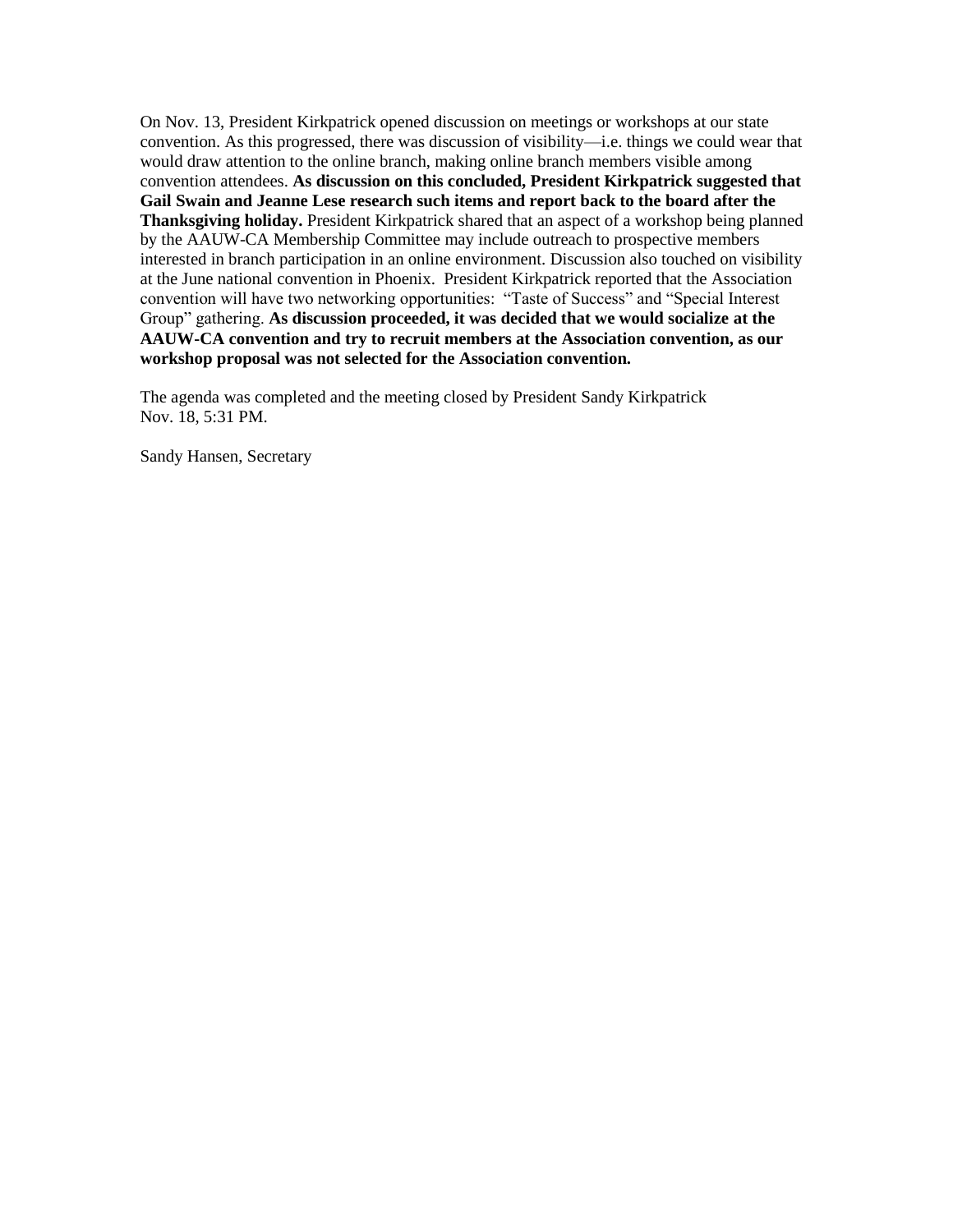On Nov. 13, President Kirkpatrick opened discussion on meetings or workshops at our state convention. As this progressed, there was discussion of visibility—i.e. things we could wear that would draw attention to the online branch, making online branch members visible among convention attendees. **As discussion on this concluded, President Kirkpatrick suggested that Gail Swain and Jeanne Lese research such items and report back to the board after the Thanksgiving holiday.** President Kirkpatrick shared that an aspect of a workshop being planned by the AAUW-CA Membership Committee may include outreach to prospective members interested in branch participation in an online environment. Discussion also touched on visibility at the June national convention in Phoenix. President Kirkpatrick reported that the Association convention will have two networking opportunities: "Taste of Success" and "Special Interest Group" gathering. **As discussion proceeded, it was decided that we would socialize at the AAUW-CA convention and try to recruit members at the Association convention, as our workshop proposal was not selected for the Association convention.**

The agenda was completed and the meeting closed by President Sandy Kirkpatrick
Nov. 18, 5:31 PM.

Sandy Hansen, Secretary